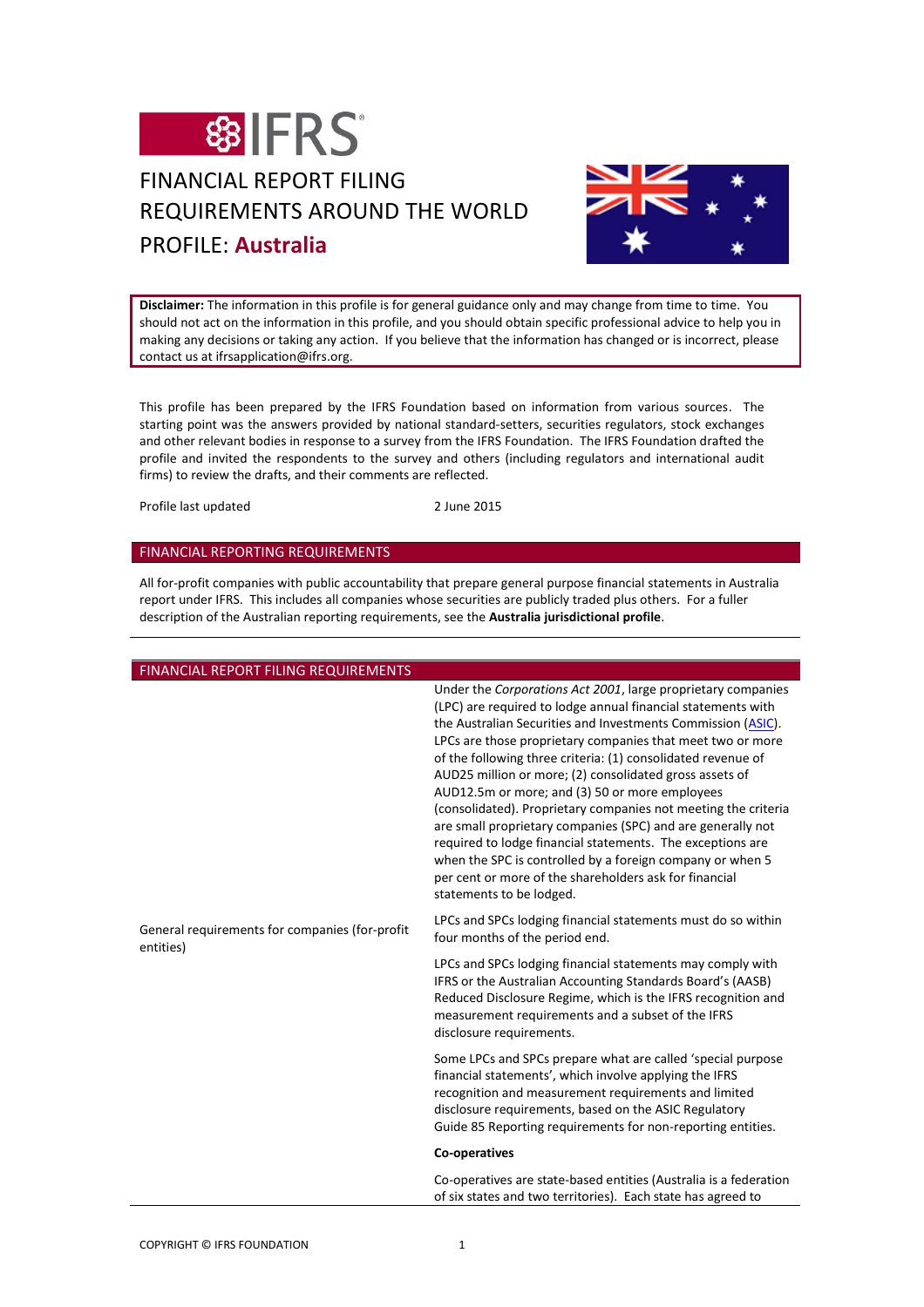# IFRS

# FINANCIAL REPORT FILING REQUIREMENTS AROUND THE WORLD

# PROFILE: **Australia**

**Disclaimer:** The information in this profile is for general guidance only and may change from time to time. You should not act on the information in this profile, and you should obtain specific professional advice to help you in making any decisions or taking any action. If you believe that the information has changed or is incorrect, please contact us at ifrsapplication@ifrs.org.

This profile has been prepared by the IFRS Foundation based on information from various sources. The starting point was the answers provided by national standard-setters, securities regulators, stock exchanges and other relevant bodies in response to a survey from the IFRS Foundation. The IFRS Foundation drafted the profile and invited the respondents to the survey and others (including regulators and international audit firms) to review the drafts, and their comments are reflected.

Profile last updated 2 June 2015

## FINANCIAL REPORTING REQUIREMENTS

All for-profit companies with public accountability that prepare general purpose financial statements in Australia report under IFRS. This includes all companies whose securities are publicly traded plus others. For a fuller description of the Australian reporting requirements, see the **Australia jurisdictional profile**.

## FINANCIAL REPORT FILING REQUIREMENTS

| | |
|---|---|
| General requirements for companies (for-profit entities) | Under the *Corporations Act 2001*, large proprietary companies (LPC) are required to lodge annual financial statements with the Australian Securities and Investments Commission (ASIC). LPCs are those proprietary companies that meet two or more of the following three criteria: (1) consolidated revenue of AUD25 million or more; (2) consolidated gross assets of AUD12.5m or more; and (3) 50 or more employees (consolidated). Proprietary companies not meeting the criteria are small proprietary companies (SPC) and are generally not required to lodge financial statements. The exceptions are when the SPC is controlled by a foreign company or when 5 per cent or more of the shareholders ask for financial statements to be lodged.<br><br>LPCs and SPCs lodging financial statements must do so within four months of the period end.<br><br>LPCs and SPCs lodging financial statements may comply with IFRS or the Australian Accounting Standards Board's (AASB) Reduced Disclosure Regime, which is the IFRS recognition and measurement requirements and a subset of the IFRS disclosure requirements.<br><br>Some LPCs and SPCs prepare what are called 'special purpose financial statements', which involve applying the IFRS recognition and measurement requirements and limited disclosure requirements, based on the ASIC Regulatory Guide 85 Reporting requirements for non-reporting entities.<br><br>**Co-operatives**<br><br>Co-operatives are state-based entities (Australia is a federation of six states and two territories). Each state has agreed to |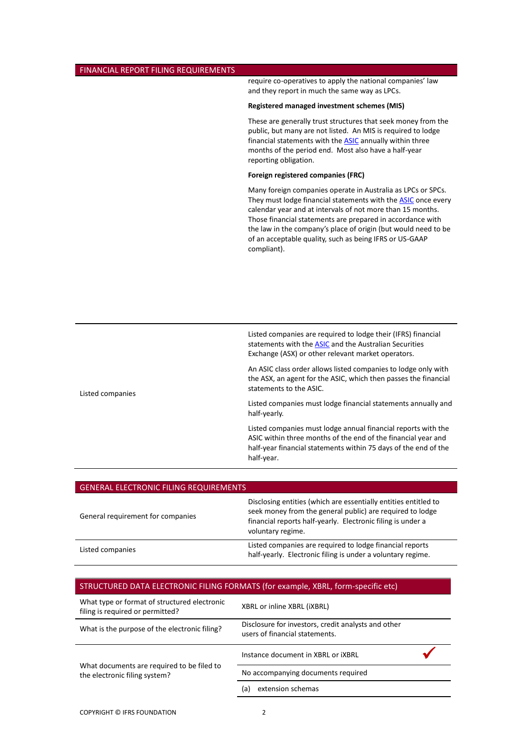## FINANCIAL REPORT FILING REQUIREMENTS

| | |
|---|---|
| | require co-operatives to apply the national companies' law and they report in much the same way as LPCs.<br><br>**Registered managed investment schemes (MIS)**<br><br>These are generally trust structures that seek money from the public, but many are not listed. An MIS is required to lodge financial statements with the [ASIC](#) annually within three months of the period end. Most also have a half-year reporting obligation.<br><br>**Foreign registered companies (FRC)**<br><br>Many foreign companies operate in Australia as LPCs or SPCs. They must lodge financial statements with the [ASIC](#) once every calendar year and at intervals of not more than 15 months. Those financial statements are prepared in accordance with the law in the company's place of origin (but would need to be of an acceptable quality, such as being IFRS or US-GAAP compliant). |
| Listed companies | Listed companies are required to lodge their (IFRS) financial statements with the [ASIC](#) and the Australian Securities Exchange (ASX) or other relevant market operators.<br><br>An ASIC class order allows listed companies to lodge only with the ASX, an agent for the ASIC, which then passes the financial statements to the ASIC.<br><br>Listed companies must lodge financial statements annually and half-yearly.<br><br>Listed companies must lodge annual financial reports with the ASIC within three months of the end of the financial year and half-year financial statements within 75 days of the end of the half-year. |

## GENERAL ELECTRONIC FILING REQUIREMENTS

| | |
|---|---|
| General requirement for companies | Disclosing entities (which are essentially entities entitled to seek money from the general public) are required to lodge financial reports half-yearly. Electronic filing is under a voluntary regime. |
| Listed companies | Listed companies are required to lodge financial reports half-yearly. Electronic filing is under a voluntary regime. |

## STRUCTURED DATA ELECTRONIC FILING FORMATS (for example, XBRL, form-specific etc)

| | | |
|---|---|---|
| What type or format of structured electronic filing is required or permitted? | XBRL or inline XBRL (iXBRL) | |
| What is the purpose of the electronic filing? | Disclosure for investors, credit analysts and other users of financial statements. | |
| What documents are required to be filed to the electronic filing system? | Instance document in XBRL or iXBRL | ✔ |
| | No accompanying documents required | |
| | (a) extension schemas | |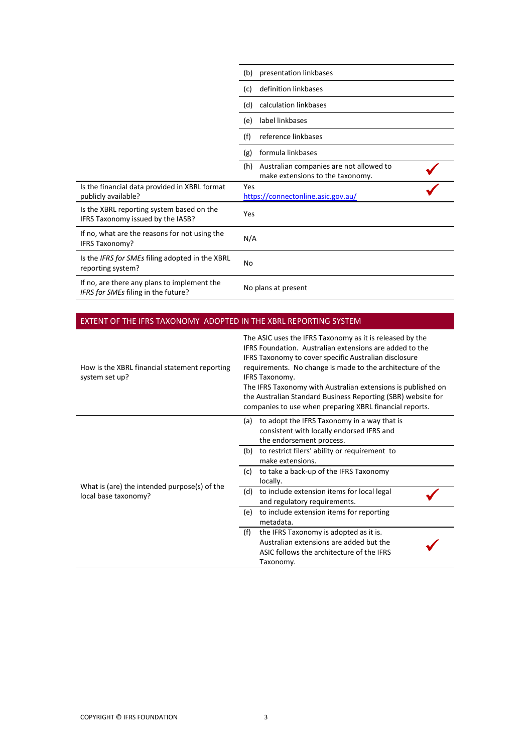| | | |
|---|---|---|
| | (b) presentation linkbases | |
| | (c) definition linkbases | |
| | (d) calculation linkbases | |
| | (e) label linkbases | |
| | (f) reference linkbases | |
| | (g) formula linkbases | |
| | (h) Australian companies are not allowed to make extensions to the taxonomy. | ✓ |
| Is the financial data provided in XBRL format publicly available? | Yes https://connectonline.asic.gov.au/ | ✓ |
| Is the XBRL reporting system based on the IFRS Taxonomy issued by the IASB? | Yes | |
| If no, what are the reasons for not using the IFRS Taxonomy? | N/A | |
| Is the *IFRS for SMEs* filing adopted in the XBRL reporting system? | No | |
| If no, are there any plans to implement the *IFRS for SMEs* filing in the future? | No plans at present | |

## EXTENT OF THE IFRS TAXONOMY ADOPTED IN THE XBRL REPORTING SYSTEM

| | | |
|---|---|---|
| How is the XBRL financial statement reporting system set up? | The ASIC uses the IFRS Taxonomy as it is released by the IFRS Foundation. Australian extensions are added to the IFRS Taxonomy to cover specific Australian disclosure requirements. No change is made to the architecture of the IFRS Taxonomy. The IFRS Taxonomy with Australian extensions is published on the Australian Standard Business Reporting (SBR) website for companies to use when preparing XBRL financial reports. | |
| What is (are) the intended purpose(s) of the local base taxonomy? | (a) to adopt the IFRS Taxonomy in a way that is consistent with locally endorsed IFRS and the endorsement process. | |
| | (b) to restrict filers' ability or requirement to make extensions. | |
| | (c) to take a back-up of the IFRS Taxonomy locally. | |
| | (d) to include extension items for local legal and regulatory requirements. | ✓ |
| | (e) to include extension items for reporting metadata. | |
| | (f) the IFRS Taxonomy is adopted as it is. Australian extensions are added but the ASIC follows the architecture of the IFRS Taxonomy. | ✓ |

COPYRIGHT © IFRS FOUNDATION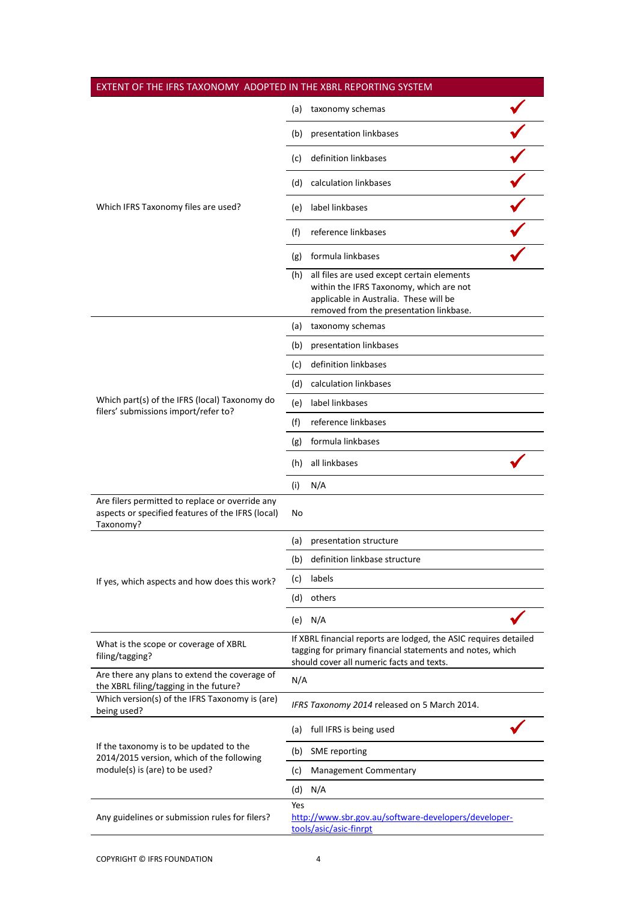| EXTENT OF THE IFRS TAXONOMY ADOPTED IN THE XBRL REPORTING SYSTEM | | |
|---|---|---|
| Which IFRS Taxonomy files are used? | (a) taxonomy schemas | ✓ |
| | (b) presentation linkbases | ✓ |
| | (c) definition linkbases | ✓ |
| | (d) calculation linkbases | ✓ |
| | (e) label linkbases | ✓ |
| | (f) reference linkbases | ✓ |
| | (g) formula linkbases | ✓ |
| | (h) all files are used except certain elements within the IFRS Taxonomy, which are not applicable in Australia. These will be removed from the presentation linkbase. | |
| Which part(s) of the IFRS (local) Taxonomy do filers' submissions import/refer to? | (a) taxonomy schemas | |
| | (b) presentation linkbases | |
| | (c) definition linkbases | |
| | (d) calculation linkbases | |
| | (e) label linkbases | |
| | (f) reference linkbases | |
| | (g) formula linkbases | |
| | (h) all linkbases | ✓ |
| | (i) N/A | |
| Are filers permitted to replace or override any aspects or specified features of the IFRS (local) Taxonomy? | No | |
| If yes, which aspects and how does this work? | (a) presentation structure | |
| | (b) definition linkbase structure | |
| | (c) labels | |
| | (d) others | |
| | (e) N/A | ✓ |
| What is the scope or coverage of XBRL filing/tagging? | If XBRL financial reports are lodged, the ASIC requires detailed tagging for primary financial statements and notes, which should cover all numeric facts and texts. | |
| Are there any plans to extend the coverage of the XBRL filing/tagging in the future? | N/A | |
| Which version(s) of the IFRS Taxonomy is (are) being used? | *IFRS Taxonomy 2014* released on 5 March 2014. | |
| If the taxonomy is to be updated to the 2014/2015 version, which of the following module(s) is (are) to be used? | (a) full IFRS is being used | ✓ |
| | (b) SME reporting | |
| | (c) Management Commentary | |
| | (d) N/A | |
| Any guidelines or submission rules for filers? | Yes [http://www.sbr.gov.au/software-developers/developer-tools/asic/asic-finrpt](http://www.sbr.gov.au/software-developers/developer-tools/asic/asic-finrpt) | |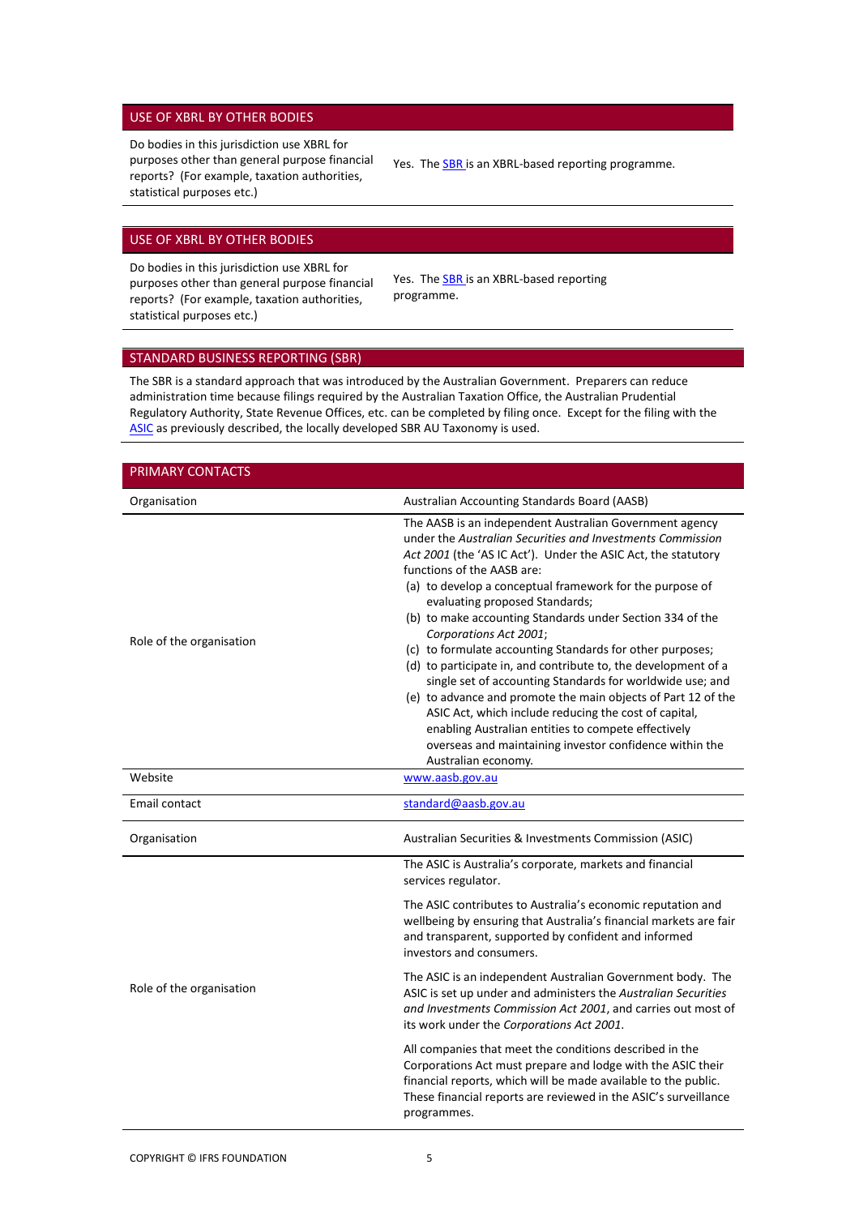| USE OF XBRL BY OTHER BODIES | |
|---|---|
| Do bodies in this jurisdiction use XBRL for purposes other than general purpose financial reports? (For example, taxation authorities, statistical purposes etc.) | Yes. The SBR is an XBRL-based reporting programme. |

| USE OF XBRL BY OTHER BODIES | |
|---|---|
| Do bodies in this jurisdiction use XBRL for purposes other than general purpose financial reports? (For example, taxation authorities, statistical purposes etc.) | Yes. The SBR is an XBRL-based reporting programme. |

## STANDARD BUSINESS REPORTING (SBR)

The SBR is a standard approach that was introduced by the Australian Government. Preparers can reduce administration time because filings required by the Australian Taxation Office, the Australian Prudential Regulatory Authority, State Revenue Offices, etc. can be completed by filing once. Except for the filing with the ASIC as previously described, the locally developed SBR AU Taxonomy is used.

| PRIMARY CONTACTS | |
|---|---|
| Organisation | Australian Accounting Standards Board (AASB) |
| Role of the organisation | The AASB is an independent Australian Government agency under the *Australian Securities and Investments Commission Act 2001* (the 'AS IC Act'). Under the ASIC Act, the statutory functions of the AASB are:<br>(a) to develop a conceptual framework for the purpose of evaluating proposed Standards;<br>(b) to make accounting Standards under Section 334 of the *Corporations Act 2001*;<br>(c) to formulate accounting Standards for other purposes;<br>(d) to participate in, and contribute to, the development of a single set of accounting Standards for worldwide use; and<br>(e) to advance and promote the main objects of Part 12 of the ASIC Act, which include reducing the cost of capital, enabling Australian entities to compete effectively overseas and maintaining investor confidence within the Australian economy. |
| Website | www.aasb.gov.au |
| Email contact | standard@aasb.gov.au |
| Organisation | Australian Securities & Investments Commission (ASIC) |
| Role of the organisation | The ASIC is Australia's corporate, markets and financial services regulator.<br><br>The ASIC contributes to Australia's economic reputation and wellbeing by ensuring that Australia's financial markets are fair and transparent, supported by confident and informed investors and consumers.<br><br>The ASIC is an independent Australian Government body. The ASIC is set up under and administers the *Australian Securities and Investments Commission Act 2001*, and carries out most of its work under the *Corporations Act 2001*.<br><br>All companies that meet the conditions described in the Corporations Act must prepare and lodge with the ASIC their financial reports, which will be made available to the public. These financial reports are reviewed in the ASIC's surveillance programmes. |

COPYRIGHT © IFRS FOUNDATION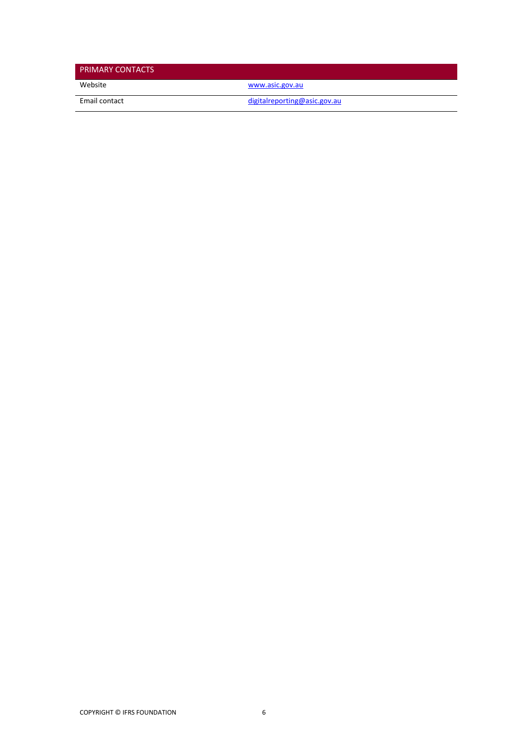| PRIMARY CONTACTS | |
| --- | --- |
| Website | www.asic.gov.au |
| Email contact | digitalreporting@asic.gov.au |